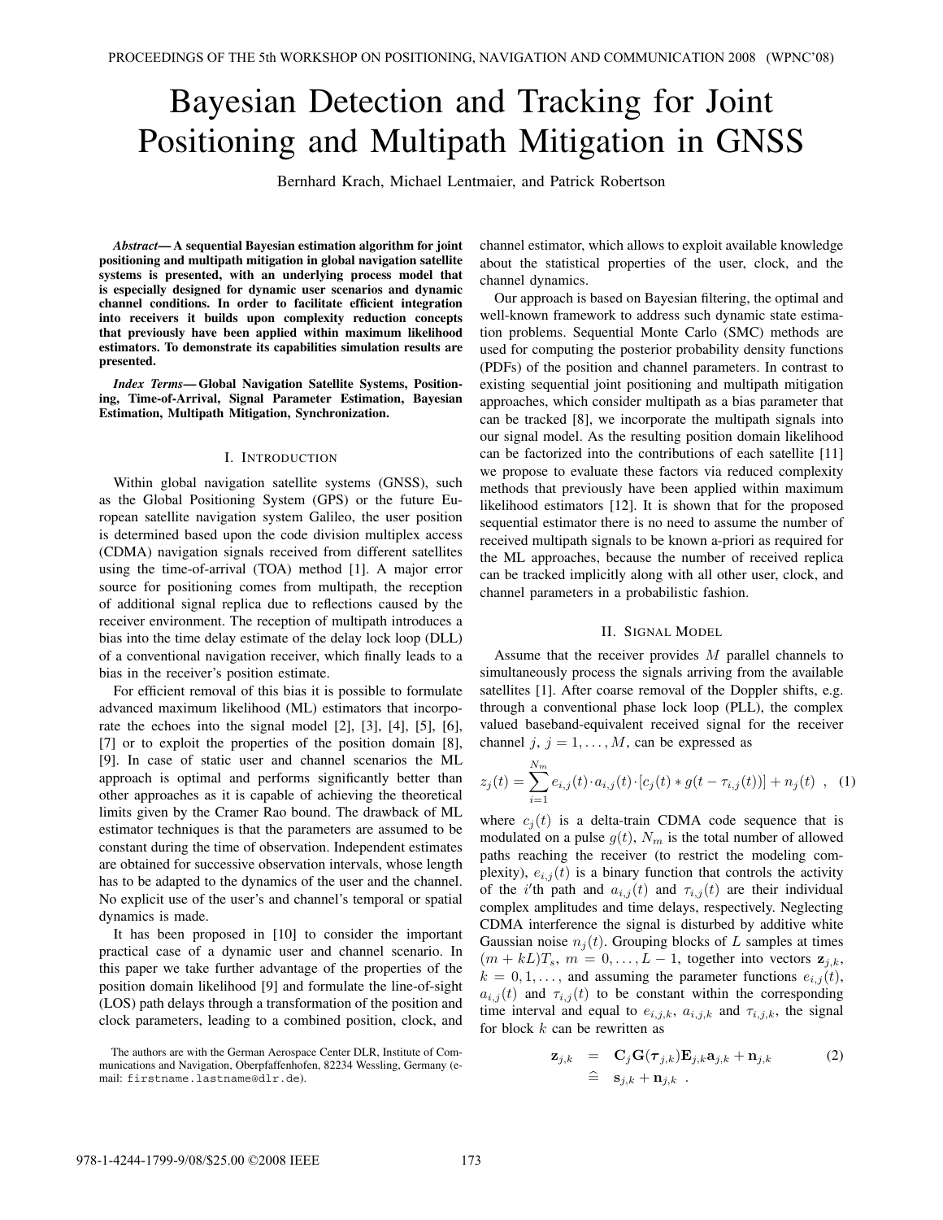# Bayesian Detection and Tracking for Joint Positioning and Multipath Mitigation in GNSS

Bernhard Krach, Michael Lentmaier, and Patrick Robertson

***Abstract*— A sequential Bayesian estimation algorithm for joint positioning and multipath mitigation in global navigation satellite systems is presented, with an underlying process model that is especially designed for dynamic user scenarios and dynamic channel conditions. In order to facilitate efficient integration into receivers it builds upon complexity reduction concepts that previously have been applied within maximum likelihood estimators. To demonstrate its capabilities simulation results are presented.**

***Index Terms*— Global Navigation Satellite Systems, Positioning, Time-of-Arrival, Signal Parameter Estimation, Bayesian Estimation, Multipath Mitigation, Synchronization.**

## I. Introduction

Within global navigation satellite systems (GNSS), such as the Global Positioning System (GPS) or the future European satellite navigation system Galileo, the user position is determined based upon the code division multiplex access (CDMA) navigation signals received from different satellites using the time-of-arrival (TOA) method [1]. A major error source for positioning comes from multipath, the reception of additional signal replica due to reflections caused by the receiver environment. The reception of multipath introduces a bias into the time delay estimate of the delay lock loop (DLL) of a conventional navigation receiver, which finally leads to a bias in the receiver's position estimate.

For efficient removal of this bias it is possible to formulate advanced maximum likelihood (ML) estimators that incorporate the echoes into the signal model [2], [3], [4], [5], [6], [7] or to exploit the properties of the position domain [8], [9]. In case of static user and channel scenarios the ML approach is optimal and performs significantly better than other approaches as it is capable of achieving the theoretical limits given by the Cramer Rao bound. The drawback of ML estimator techniques is that the parameters are assumed to be constant during the time of observation. Independent estimates are obtained for successive observation intervals, whose length has to be adapted to the dynamics of the user and the channel. No explicit use of the user's and channel's temporal or spatial dynamics is made.

It has been proposed in [10] to consider the important practical case of a dynamic user and channel scenario. In this paper we take further advantage of the properties of the position domain likelihood [9] and formulate the line-of-sight (LOS) path delays through a transformation of the position and clock parameters, leading to a combined position, clock, and channel estimator, which allows to exploit available knowledge about the statistical properties of the user, clock, and the channel dynamics.

Our approach is based on Bayesian filtering, the optimal and well-known framework to address such dynamic state estimation problems. Sequential Monte Carlo (SMC) methods are used for computing the posterior probability density functions (PDFs) of the position and channel parameters. In contrast to existing sequential joint positioning and multipath mitigation approaches, which consider multipath as a bias parameter that can be tracked [8], we incorporate the multipath signals into our signal model. As the resulting position domain likelihood can be factorized into the contributions of each satellite [11] we propose to evaluate these factors via reduced complexity methods that previously have been applied within maximum likelihood estimators [12]. It is shown that for the proposed sequential estimator there is no need to assume the number of received multipath signals to be known a-priori as required for the ML approaches, because the number of received replica can be tracked implicitly along with all other user, clock, and channel parameters in a probabilistic fashion.

## II. Signal Model

Assume that the receiver provides $M$ parallel channels to simultaneously process the signals arriving from the available satellites [1]. After coarse removal of the Doppler shifts, e.g. through a conventional phase lock loop (PLL), the complex valued baseband-equivalent received signal for the receiver channel $j$, $j = 1, \ldots, M$, can be expressed as

$$z_j(t) = \sum_{i=1}^{N_m} e_{i,j}(t) \cdot a_{i,j}(t) \cdot [c_j(t) * g(t - \tau_{i,j}(t))] + n_j(t) \quad , \quad (1)$$

where $c_j(t)$ is a delta-train CDMA code sequence that is modulated on a pulse $g(t)$, $N_m$ is the total number of allowed paths reaching the receiver (to restrict the modeling complexity), $e_{i,j}(t)$ is a binary function that controls the activity of the $i$'th path and $a_{i,j}(t)$ and $\tau_{i,j}(t)$ are their individual complex amplitudes and time delays, respectively. Neglecting CDMA interference the signal is disturbed by additive white Gaussian noise $n_j(t)$. Grouping blocks of $L$ samples at times $(m + kL)T_s$, $m = 0, \ldots, L-1$, together into vectors $\mathbf{z}_{j,k}$, $k = 0, 1, \ldots$, and assuming the parameter functions $e_{i,j}(t)$, $a_{i,j}(t)$ and $\tau_{i,j}(t)$ to be constant within the corresponding time interval and equal to $e_{i,j,k}$, $a_{i,j,k}$ and $\tau_{i,j,k}$, the signal for block $k$ can be rewritten as

$$\begin{aligned} \mathbf{z}_{j,k} &= \mathbf{C}_j \mathbf{G}(\boldsymbol{\tau}_{j,k}) \mathbf{E}_{j,k} \mathbf{a}_{j,k} + \mathbf{n}_{j,k} \quad (2) \\ &\hat{=} \mathbf{s}_{j,k} + \mathbf{n}_{j,k} \quad . \end{aligned}$$

The authors are with the German Aerospace Center DLR, Institute of Communications and Navigation, Oberpfaffenhofen, 82234 Wessling, Germany (e-mail: firstname.lastname@dlr.de).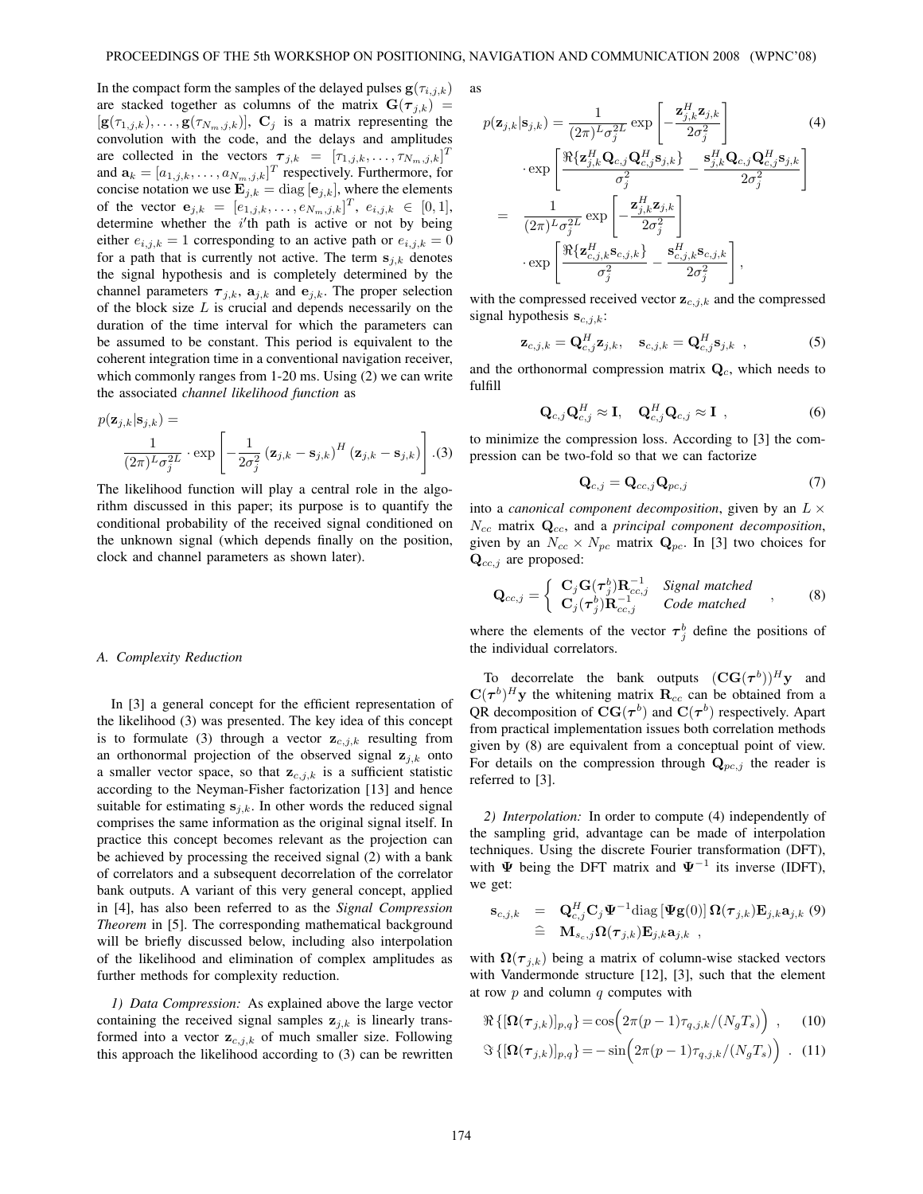In the compact form the samples of the delayed pulses $\mathbf{g}(\tau_{i,j,k})$ are stacked together as columns of the matrix $\mathbf{G}(\boldsymbol{\tau}_{j,k}) = [\mathbf{g}(\tau_{1,j,k}), \ldots, \mathbf{g}(\tau_{N_m,j,k})]$, $\mathbf{C}_j$ is a matrix representing the convolution with the code, and the delays and amplitudes are collected in the vectors $\boldsymbol{\tau}_{j,k} = [\tau_{1,j,k}, \ldots, \tau_{N_m,j,k}]^T$ and $\mathbf{a}_k = [a_{1,j,k}, \ldots, a_{N_m,j,k}]^T$ respectively. Furthermore, for concise notation we use $\mathbf{E}_{j,k} = \mathrm{diag}\,[\mathbf{e}_{j,k}]$, where the elements of the vector $\mathbf{e}_{j,k} = [e_{1,j,k}, \ldots, e_{N_m,j,k}]^T$, $e_{i,j,k} \in [0,1]$, determine whether the $i$'th path is active or not by being either $e_{i,j,k} = 1$ corresponding to an active path or $e_{i,j,k} = 0$ for a path that is currently not active. The term $\mathbf{s}_{j,k}$ denotes the signal hypothesis and is completely determined by the channel parameters $\boldsymbol{\tau}_{j,k}$, $\mathbf{a}_{j,k}$ and $\mathbf{e}_{j,k}$. The proper selection of the block size $L$ is crucial and depends necessarily on the duration of the time interval for which the parameters can be assumed to be constant. This period is equivalent to the coherent integration time in a conventional navigation receiver, which commonly ranges from 1-20 ms. Using (2) we can write the associated *channel likelihood function* as

$$p(\mathbf{z}_{j,k}|\mathbf{s}_{j,k}) = \frac{1}{(2\pi)^L \sigma_j^{2L}} \cdot \exp\left[-\frac{1}{2\sigma_j^2}\left(\mathbf{z}_{j,k} - \mathbf{s}_{j,k}\right)^H \left(\mathbf{z}_{j,k} - \mathbf{s}_{j,k}\right)\right]. \quad (3)$$

The likelihood function will play a central role in the algorithm discussed in this paper; its purpose is to quantify the conditional probability of the received signal conditioned on the unknown signal (which depends finally on the position, clock and channel parameters as shown later).

### A. Complexity Reduction

In [3] a general concept for the efficient representation of the likelihood (3) was presented. The key idea of this concept is to formulate (3) through a vector $\mathbf{z}_{c,j,k}$ resulting from an orthonormal projection of the observed signal $\mathbf{z}_{j,k}$ onto a smaller vector space, so that $\mathbf{z}_{c,j,k}$ is a sufficient statistic according to the Neyman-Fisher factorization [13] and hence suitable for estimating $\mathbf{s}_{j,k}$. In other words the reduced signal comprises the same information as the original signal itself. In practice this concept becomes relevant as the projection can be achieved by processing the received signal (2) with a bank of correlators and a subsequent decorrelation of the correlator bank outputs. A variant of this very general concept, applied in [4], has also been referred to as the *Signal Compression Theorem* in [5]. The corresponding mathematical background will be briefly discussed below, including also interpolation of the likelihood and elimination of complex amplitudes as further methods for complexity reduction.

*1) Data Compression:* As explained above the large vector containing the received signal samples $\mathbf{z}_{j,k}$ is linearly transformed into a vector $\mathbf{z}_{c,j,k}$ of much smaller size. Following this approach the likelihood according to (3) can be rewritten as

$$\begin{aligned} p(\mathbf{z}_{j,k}|\mathbf{s}_{j,k}) &= \frac{1}{(2\pi)^L \sigma_j^{2L}} \exp\left[-\frac{\mathbf{z}_{j,k}^H \mathbf{z}_{j,k}}{2\sigma_j^2}\right] \quad (4)\\ &\quad \cdot \exp\left[\frac{\Re\{\mathbf{z}_{j,k}^H \mathbf{Q}_{c,j}\mathbf{Q}_{c,j}^H \mathbf{s}_{j,k}\}}{\sigma_j^2} - \frac{\mathbf{s}_{j,k}^H \mathbf{Q}_{c,j}\mathbf{Q}_{c,j}^H \mathbf{s}_{j,k}}{2\sigma_j^2}\right] \\ &= \frac{1}{(2\pi)^L \sigma_j^{2L}} \exp\left[-\frac{\mathbf{z}_{j,k}^H \mathbf{z}_{j,k}}{2\sigma_j^2}\right] \\ &\quad \cdot \exp\left[\frac{\Re\{\mathbf{z}_{c,j,k}^H \mathbf{s}_{c,j,k}\}}{\sigma_j^2} - \frac{\mathbf{s}_{c,j,k}^H \mathbf{s}_{c,j,k}}{2\sigma_j^2}\right], \end{aligned}$$

with the compressed received vector $\mathbf{z}_{c,j,k}$ and the compressed signal hypothesis $\mathbf{s}_{c,j,k}$:

$$\mathbf{z}_{c,j,k} = \mathbf{Q}_{c,j}^H \mathbf{z}_{j,k}, \quad \mathbf{s}_{c,j,k} = \mathbf{Q}_{c,j}^H \mathbf{s}_{j,k} \ , \quad (5)$$

and the orthonormal compression matrix $\mathbf{Q}_c$, which needs to fulfill

$$\mathbf{Q}_{c,j}\mathbf{Q}_{c,j}^H \approx \mathbf{I}, \quad \mathbf{Q}_{c,j}^H \mathbf{Q}_{c,j} \approx \mathbf{I} \ , \quad (6)$$

to minimize the compression loss. According to [3] the compression can be two-fold so that we can factorize

$$\mathbf{Q}_{c,j} = \mathbf{Q}_{cc,j}\mathbf{Q}_{pc,j} \quad (7)$$

into a *canonical component decomposition*, given by an $L \times N_{cc}$ matrix $\mathbf{Q}_{cc}$, and a *principal component decomposition*, given by an $N_{cc} \times N_{pc}$ matrix $\mathbf{Q}_{pc}$. In [3] two choices for $\mathbf{Q}_{cc,j}$ are proposed:

$$\mathbf{Q}_{cc,j} = \begin{cases} \mathbf{C}_j \mathbf{G}(\boldsymbol{\tau}_j^b)\mathbf{R}_{cc,j}^{-1} & \textit{Signal matched} \\ \mathbf{C}_j(\boldsymbol{\tau}_j^b)\mathbf{R}_{cc,j}^{-1} & \textit{Code matched} \end{cases} \ , \quad (8)$$

where the elements of the vector $\boldsymbol{\tau}_j^b$ define the positions of the individual correlators.

To decorrelate the bank outputs $(\mathbf{C}\mathbf{G}(\boldsymbol{\tau}^b))^H\mathbf{y}$ and $\mathbf{C}(\boldsymbol{\tau}^b)^H\mathbf{y}$ the whitening matrix $\mathbf{R}_{cc}$ can be obtained from a QR decomposition of $\mathbf{C}\mathbf{G}(\boldsymbol{\tau}^b)$ and $\mathbf{C}(\boldsymbol{\tau}^b)$ respectively. Apart from practical implementation issues both correlation methods given by (8) are equivalent from a conceptual point of view. For details on the compression through $\mathbf{Q}_{pc,j}$ the reader is referred to [3].

*2) Interpolation:* In order to compute (4) independently of the sampling grid, advantage can be made of interpolation techniques. Using the discrete Fourier transformation (DFT), with $\boldsymbol{\Psi}$ being the DFT matrix and $\boldsymbol{\Psi}^{-1}$ its inverse (IDFT), we get:

$$\begin{aligned} \mathbf{s}_{c,j,k} &= \mathbf{Q}_{c,j}^H \mathbf{C}_j \boldsymbol{\Psi}^{-1}\mathrm{diag}\left[\boldsymbol{\Psi}\mathbf{g}(0)\right]\boldsymbol{\Omega}(\boldsymbol{\tau}_{j,k})\mathbf{E}_{j,k}\mathbf{a}_{j,k} \quad (9)\\ &\;\widehat{=}\; \mathbf{M}_{s_c,j}\boldsymbol{\Omega}(\boldsymbol{\tau}_{j,k})\mathbf{E}_{j,k}\mathbf{a}_{j,k} \ , \end{aligned}$$

with $\boldsymbol{\Omega}(\boldsymbol{\tau}_{j,k})$ being a matrix of column-wise stacked vectors with Vandermonde structure [12], [3], such that the element at row $p$ and column $q$ computes with

$$\Re\left\{[\boldsymbol{\Omega}(\boldsymbol{\tau}_{j,k})]_{p,q}\right\} = \cos\Big(2\pi(p-1)\tau_{q,j,k}/(N_g T_s)\Big) \ , \quad (10)$$

$$\Im\left\{[\boldsymbol{\Omega}(\boldsymbol{\tau}_{j,k})]_{p,q}\right\} = -\sin\Big(2\pi(p-1)\tau_{q,j,k}/(N_g T_s)\Big) \ . \quad (11)$$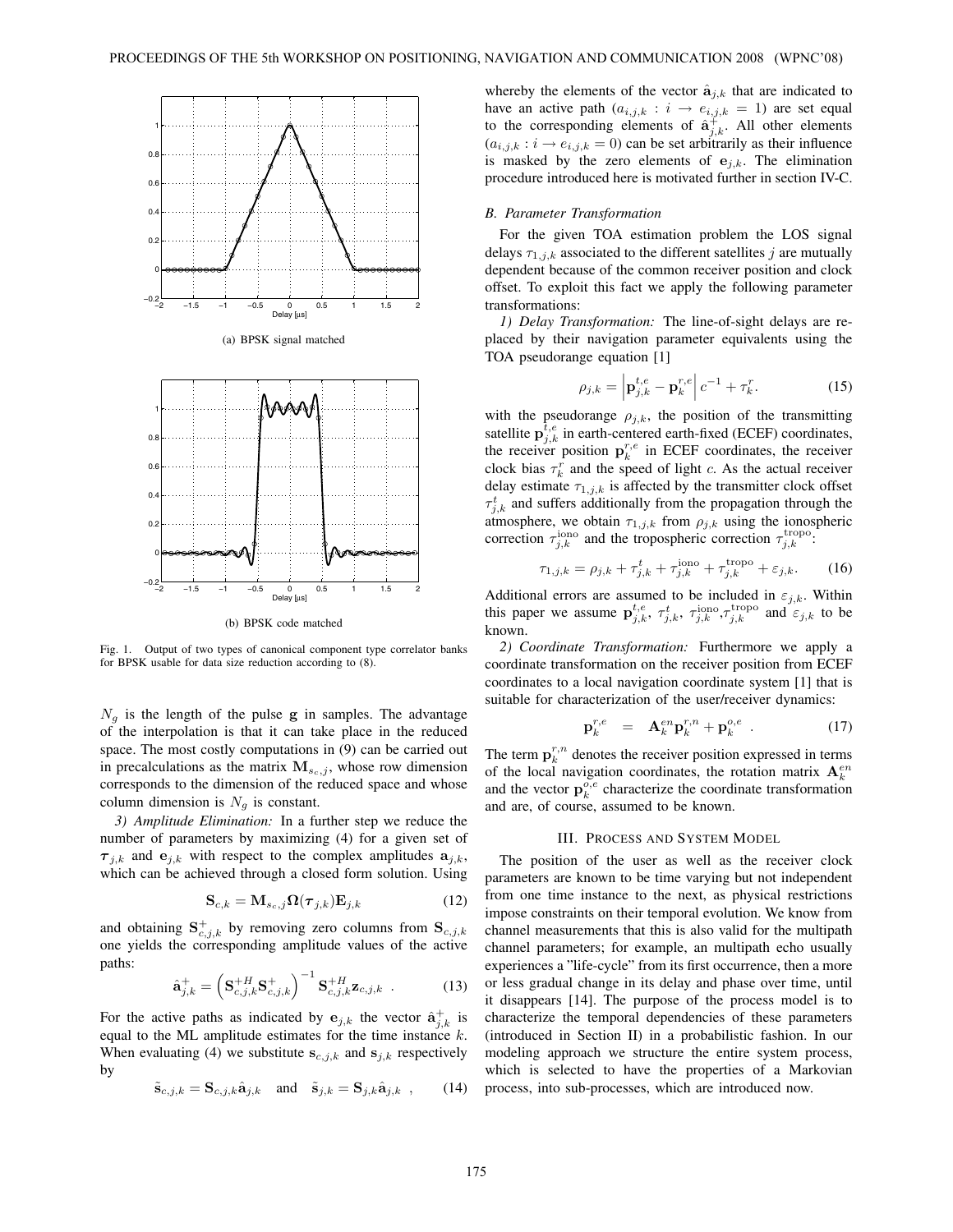(a) BPSK signal matched

(b) BPSK code matched

Fig. 1. Output of two types of canonical component type correlator banks for BPSK usable for data size reduction according to (8).

$N_g$ is the length of the pulse $\mathbf{g}$ in samples. The advantage of the interpolation is that it can take place in the reduced space. The most costly computations in (9) can be carried out in precalculations as the matrix $\mathbf{M}_{s_c,j}$, whose row dimension corresponds to the dimension of the reduced space and whose column dimension is $N_g$ is constant.

*3) Amplitude Elimination:* In a further step we reduce the number of parameters by maximizing (4) for a given set of $\boldsymbol{\tau}_{j,k}$ and $\mathbf{e}_{j,k}$ with respect to the complex amplitudes $\mathbf{a}_{j,k}$, which can be achieved through a closed form solution. Using

$$\mathbf{S}_{c,k} = \mathbf{M}_{s_c,j}\boldsymbol{\Omega}(\boldsymbol{\tau}_{j,k})\mathbf{E}_{j,k} \tag{12}$$

and obtaining $\mathbf{S}^{+}_{c,j,k}$ by removing zero columns from $\mathbf{S}_{c,j,k}$ one yields the corresponding amplitude values of the active paths:

$$\hat{\mathbf{a}}^{+}_{j,k} = \left(\mathbf{S}^{+H}_{c,j,k}\mathbf{S}^{+}_{c,j,k}\right)^{-1}\mathbf{S}^{+H}_{c,j,k}\mathbf{z}_{c,j,k} \ . \tag{13}$$

For the active paths as indicated by $\mathbf{e}_{j,k}$ the vector $\hat{\mathbf{a}}^{+}_{j,k}$ is equal to the ML amplitude estimates for the time instance $k$. When evaluating (4) we substitute $\mathbf{s}_{c,j,k}$ and $\mathbf{s}_{j,k}$ respectively by

$$\tilde{\mathbf{s}}_{c,j,k} = \mathbf{S}_{c,j,k}\hat{\mathbf{a}}_{j,k} \quad \text{and} \quad \tilde{\mathbf{s}}_{j,k} = \mathbf{S}_{j,k}\hat{\mathbf{a}}_{j,k} \ , \tag{14}$$

whereby the elements of the vector $\hat{\mathbf{a}}_{j,k}$ that are indicated to have an active path ($a_{i,j,k} : i \rightarrow e_{i,j,k} = 1$) are set equal to the corresponding elements of $\hat{\mathbf{a}}^{+}_{j,k}$. All other elements ($a_{i,j,k} : i \rightarrow e_{i,j,k} = 0$) can be set arbitrarily as their influence is masked by the zero elements of $\mathbf{e}_{j,k}$. The elimination procedure introduced here is motivated further in section IV-C.

### B. Parameter Transformation

For the given TOA estimation problem the LOS signal delays $\tau_{1,j,k}$ associated to the different satellites $j$ are mutually dependent because of the common receiver position and clock offset. To exploit this fact we apply the following parameter transformations:

*1) Delay Transformation:* The line-of-sight delays are replaced by their navigation parameter equivalents using the TOA pseudorange equation [1]

$$\rho_{j,k} = \left|\mathbf{p}^{t,e}_{j,k} - \mathbf{p}^{r,e}_{k}\right| c^{-1} + \tau^{r}_{k}. \tag{15}$$

with the pseudorange $\rho_{j,k}$, the position of the transmitting satellite $\mathbf{p}^{t,e}_{j,k}$ in earth-centered earth-fixed (ECEF) coordinates, the receiver position $\mathbf{p}^{r,e}_{k}$ in ECEF coordinates, the receiver clock bias $\tau^{r}_{k}$ and the speed of light $c$. As the actual receiver delay estimate $\tau_{1,j,k}$ is affected by the transmitter clock offset $\tau^{t}_{j,k}$ and suffers additionally from the propagation through the atmosphere, we obtain $\tau_{1,j,k}$ from $\rho_{j,k}$ using the ionospheric correction $\tau^{\text{iono}}_{j,k}$ and the tropospheric correction $\tau^{\text{tropo}}_{j,k}$:

$$\tau_{1,j,k} = \rho_{j,k} + \tau^{t}_{j,k} + \tau^{\text{iono}}_{j,k} + \tau^{\text{tropo}}_{j,k} + \varepsilon_{j,k}. \tag{16}$$

Additional errors are assumed to be included in $\varepsilon_{j,k}$. Within this paper we assume $\mathbf{p}^{t,e}_{j,k}$, $\tau^{t}_{j,k}$, $\tau^{\text{iono}}_{j,k}$,$\tau^{\text{tropo}}_{j,k}$ and $\varepsilon_{j,k}$ to be known.

*2) Coordinate Transformation:* Furthermore we apply a coordinate transformation on the receiver position from ECEF coordinates to a local navigation coordinate system [1] that is suitable for characterization of the user/receiver dynamics:

$$\mathbf{p}^{r,e}_{k} \quad = \quad \mathbf{A}^{en}_{k}\mathbf{p}^{r,n}_{k} + \mathbf{p}^{o,e}_{k} \ . \tag{17}$$

The term $\mathbf{p}^{r,n}_{k}$ denotes the receiver position expressed in terms of the local navigation coordinates, the rotation matrix $\mathbf{A}^{en}_{k}$ and the vector $\mathbf{p}^{o,e}_{k}$ characterize the coordinate transformation and are, of course, assumed to be known.

## III. Process and System Model

The position of the user as well as the receiver clock parameters are known to be time varying but not independent from one time instance to the next, as physical restrictions impose constraints on their temporal evolution. We know from channel measurements that this is also valid for the multipath channel parameters; for example, an multipath echo usually experiences a "life-cycle" from its first occurrence, then a more or less gradual change in its delay and phase over time, until it disappears [14]. The purpose of the process model is to characterize the temporal dependencies of these parameters (introduced in Section II) in a probabilistic fashion. In our modeling approach we structure the entire system process, which is selected to have the properties of a Markovian process, into sub-processes, which are introduced now.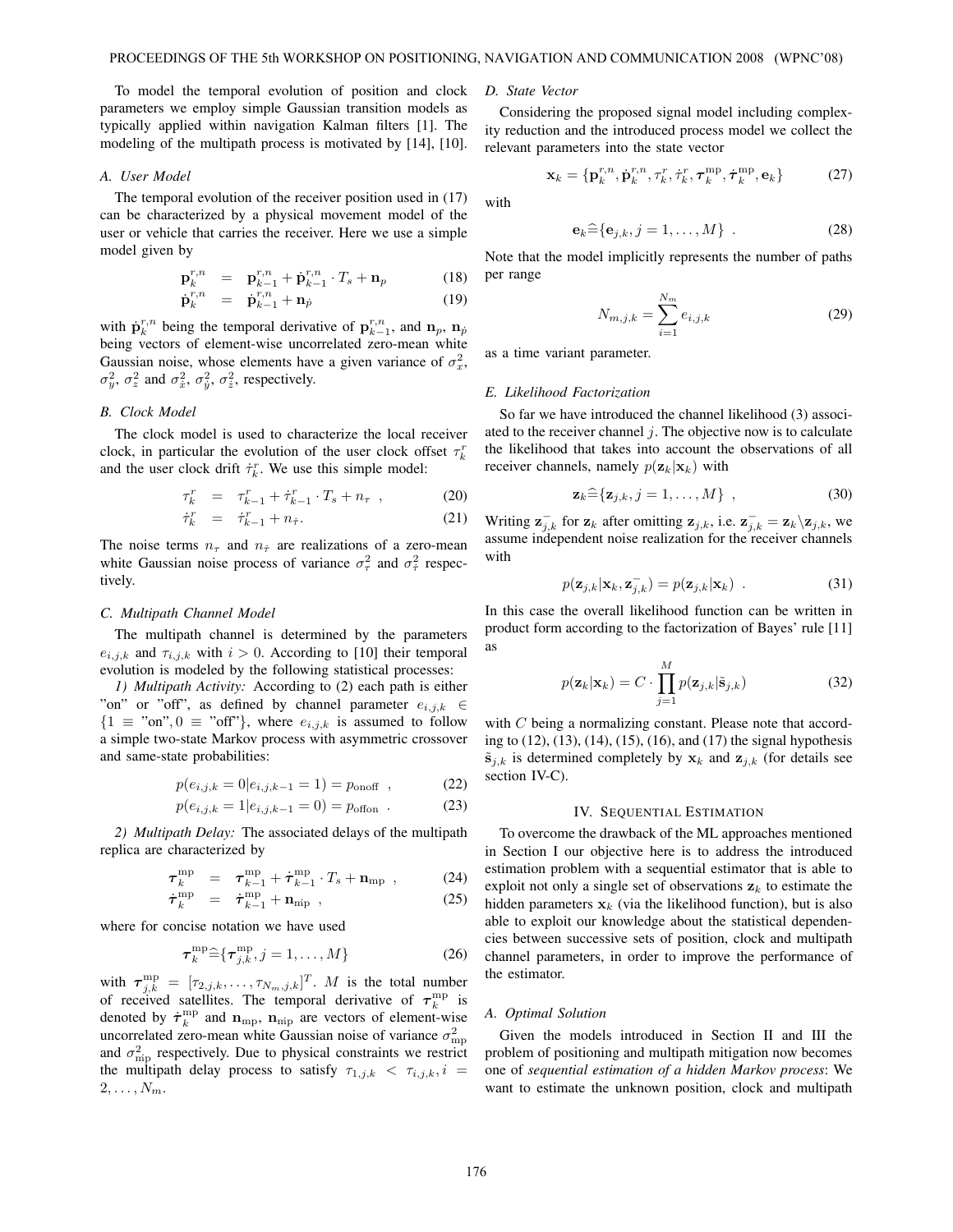To model the temporal evolution of position and clock parameters we employ simple Gaussian transition models as typically applied within navigation Kalman filters [1]. The modeling of the multipath process is motivated by [14], [10].

### A. User Model

The temporal evolution of the receiver position used in (17) can be characterized by a physical movement model of the user or vehicle that carries the receiver. Here we use a simple model given by

$$\mathbf{p}_k^{r,n} = \mathbf{p}_{k-1}^{r,n} + \dot{\mathbf{p}}_{k-1}^{r,n} \cdot T_s + \mathbf{n}_p \tag{18}$$

$$\dot{\mathbf{p}}_k^{r,n} = \dot{\mathbf{p}}_{k-1}^{r,n} + \mathbf{n}_{\dot{p}} \tag{19}$$

with $\dot{\mathbf{p}}_k^{r,n}$ being the temporal derivative of $\mathbf{p}_{k-1}^{r,n}$, and $\mathbf{n}_p$, $\mathbf{n}_{\dot{p}}$ being vectors of element-wise uncorrelated zero-mean white Gaussian noise, whose elements have a given variance of $\sigma_x^2$, $\sigma_y^2$, $\sigma_z^2$ and $\sigma_{\dot{x}}^2$, $\sigma_{\dot{y}}^2$, $\sigma_{\dot{z}}^2$, respectively.

### B. Clock Model

The clock model is used to characterize the local receiver clock, in particular the evolution of the user clock offset $\tau_k^r$ and the user clock drift $\dot{\tau}_k^r$. We use this simple model:

$$\tau_k^r = \tau_{k-1}^r + \dot{\tau}_{k-1}^r \cdot T_s + n_\tau \ , \tag{20}$$

$$\dot{\tau}_k^r = \dot{\tau}_{k-1}^r + n_{\dot{\tau}} . \tag{21}$$

The noise terms $n_\tau$ and $n_{\dot{\tau}}$ are realizations of a zero-mean white Gaussian noise process of variance $\sigma_\tau^2$ and $\sigma_{\dot{\tau}}^2$ respectively.

### C. Multipath Channel Model

The multipath channel is determined by the parameters $e_{i,j,k}$ and $\tau_{i,j,k}$ with $i > 0$. According to [10] their temporal evolution is modeled by the following statistical processes:

*1) Multipath Activity:* According to (2) each path is either "on" or "off", as defined by channel parameter $e_{i,j,k} \in \{1 \equiv \text{"on"}, 0 \equiv \text{"off"}\}$, where $e_{i,j,k}$ is assumed to follow a simple two-state Markov process with asymmetric crossover and same-state probabilities:

$$p(e_{i,j,k} = 0 | e_{i,j,k-1} = 1) = p_{\text{onoff}} \ , \tag{22}$$

$$p(e_{i,j,k} = 1 | e_{i,j,k-1} = 0) = p_{\text{offon}} \ . \tag{23}$$

*2) Multipath Delay:* The associated delays of the multipath replica are characterized by

$$\boldsymbol{\tau}_k^{\text{mp}} = \boldsymbol{\tau}_{k-1}^{\text{mp}} + \dot{\boldsymbol{\tau}}_{k-1}^{\text{mp}} \cdot T_s + \mathbf{n}_{\text{mp}} \ , \tag{24}$$

$$\dot{\boldsymbol{\tau}}_k^{\text{mp}} = \dot{\boldsymbol{\tau}}_{k-1}^{\text{mp}} + \mathbf{n}_{\dot{\text{mp}}} \ , \tag{25}$$

where for concise notation we have used

$$\boldsymbol{\tau}_k^{\text{mp}} \widehat{=} \{\boldsymbol{\tau}_{j,k}^{\text{mp}}, j = 1, \ldots, M\} \tag{26}$$

with $\boldsymbol{\tau}_{j,k}^{\text{mp}} = [\tau_{2,j,k}, \ldots, \tau_{N_m,j,k}]^T$. $M$ is the total number of received satellites. The temporal derivative of $\boldsymbol{\tau}_k^{\text{mp}}$ is denoted by $\dot{\boldsymbol{\tau}}_k^{\text{mp}}$ and $\mathbf{n}_{\text{mp}}$, $\mathbf{n}_{\dot{\text{mp}}}$ are vectors of element-wise uncorrelated zero-mean white Gaussian noise of variance $\sigma_{\text{mp}}^2$ and $\sigma_{\dot{\text{mp}}}^2$ respectively. Due to physical constraints we restrict the multipath delay process to satisfy $\tau_{1,j,k} < \tau_{i,j,k}, i = 2, \ldots, N_m$.

### D. State Vector

Considering the proposed signal model including complexity reduction and the introduced process model we collect the relevant parameters into the state vector

$$\mathbf{x}_k = \{\mathbf{p}_k^{r,n}, \dot{\mathbf{p}}_k^{r,n}, \tau_k^r, \dot{\tau}_k^r, \boldsymbol{\tau}_k^{\text{mp}}, \dot{\boldsymbol{\tau}}_k^{\text{mp}}, \mathbf{e}_k\} \tag{27}$$

with

$$\mathbf{e}_k \widehat{=} \{\mathbf{e}_{j,k}, j = 1, \ldots, M\} \ . \tag{28}$$

Note that the model implicitly represents the number of paths per range

$$N_{m,j,k} = \sum_{i=1}^{N_m} e_{i,j,k} \tag{29}$$

as a time variant parameter.

### E. Likelihood Factorization

So far we have introduced the channel likelihood (3) associated to the receiver channel $j$. The objective now is to calculate the likelihood that takes into account the observations of all receiver channels, namely $p(\mathbf{z}_k|\mathbf{x}_k)$ with

$$\mathbf{z}_k \widehat{=} \{\mathbf{z}_{j,k}, j = 1, \ldots, M\} \ , \tag{30}$$

Writing $\mathbf{z}_{j,k}^-$ for $\mathbf{z}_k$ after omitting $\mathbf{z}_{j,k}$, i.e. $\mathbf{z}_{j,k}^- = \mathbf{z}_k \backslash \mathbf{z}_{j,k}$, we assume independent noise realization for the receiver channels with

$$p(\mathbf{z}_{j,k}|\mathbf{x}_k, \mathbf{z}_{j,k}^-) = p(\mathbf{z}_{j,k}|\mathbf{x}_k) \ . \tag{31}$$

In this case the overall likelihood function can be written in product form according to the factorization of Bayes' rule [11] as

$$p(\mathbf{z}_k|\mathbf{x}_k) = C \cdot \prod_{j=1}^{M} p(\mathbf{z}_{j,k}|\tilde{\mathbf{s}}_{j,k}) \tag{32}$$

with $C$ being a normalizing constant. Please note that according to (12), (13), (14), (15), (16), and (17) the signal hypothesis $\tilde{\mathbf{s}}_{j,k}$ is determined completely by $\mathbf{x}_k$ and $\mathbf{z}_{j,k}$ (for details see section IV-C).

## IV. Sequential Estimation

To overcome the drawback of the ML approaches mentioned in Section I our objective here is to address the introduced estimation problem with a sequential estimator that is able to exploit not only a single set of observations $\mathbf{z}_k$ to estimate the hidden parameters $\mathbf{x}_k$ (via the likelihood function), but is also able to exploit our knowledge about the statistical dependencies between successive sets of position, clock and multipath channel parameters, in order to improve the performance of the estimator.

### A. Optimal Solution

Given the models introduced in Section II and III the problem of positioning and multipath mitigation now becomes one of *sequential estimation of a hidden Markov process*: We want to estimate the unknown position, clock and multipath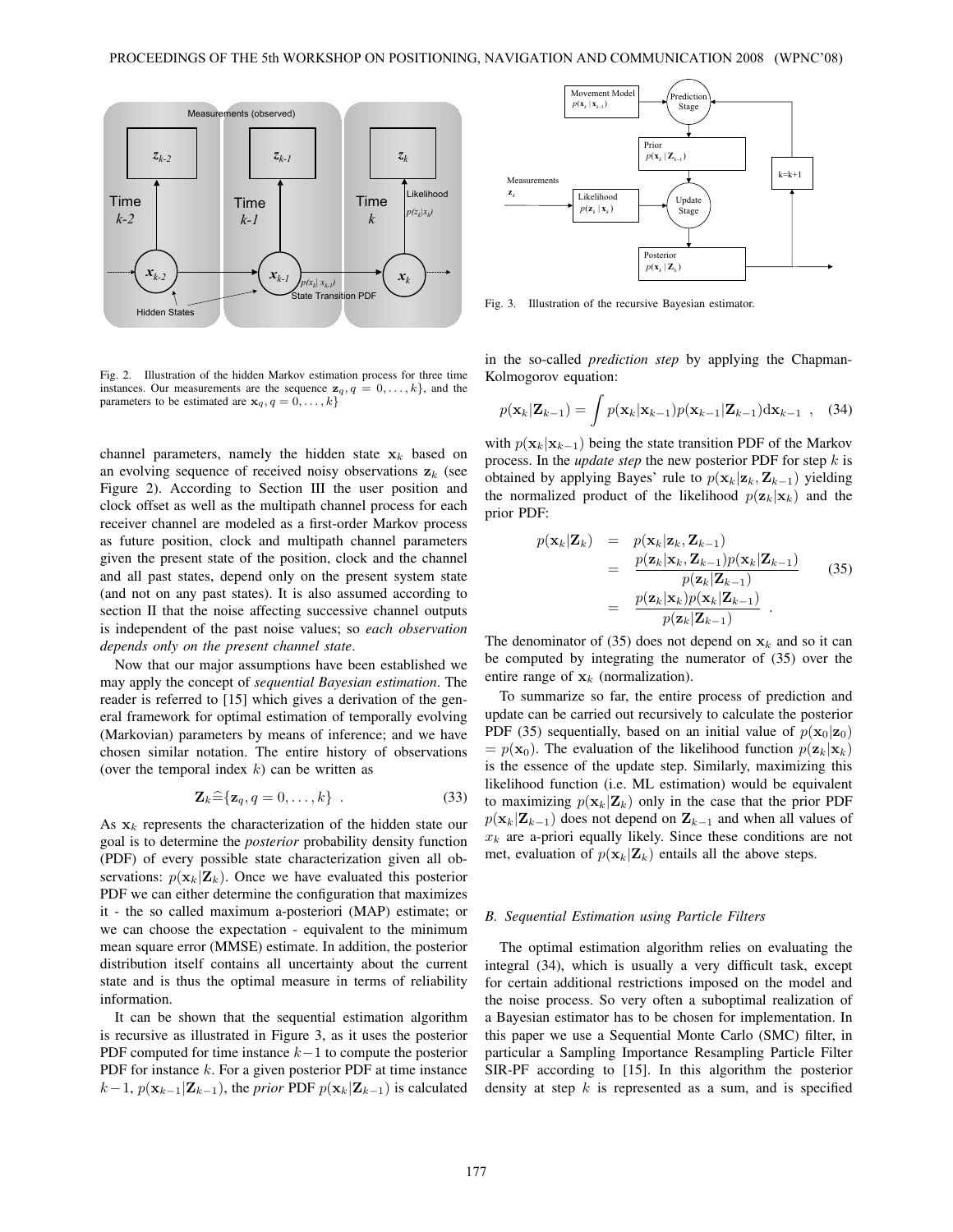Fig. 2. Illustration of the hidden Markov estimation process for three time instances. Our measurements are the sequence $\mathbf{z}_q, q = 0, \ldots, k\}$, and the parameters to be estimated are $\mathbf{x}_q, q = 0, \ldots, k\}$

Fig. 3. Illustration of the recursive Bayesian estimator.

channel parameters, namely the hidden state $\mathbf{x}_k$ based on an evolving sequence of received noisy observations $\mathbf{z}_k$ (see Figure 2). According to Section III the user position and clock offset as well as the multipath channel process for each receiver channel are modeled as a first-order Markov process as future position, clock and multipath channel parameters given the present state of the position, clock and the channel and all past states, depend only on the present system state (and not on any past states). It is also assumed according to section II that the noise affecting successive channel outputs is independent of the past noise values; so *each observation depends only on the present channel state*.

Now that our major assumptions have been established we may apply the concept of *sequential Bayesian estimation*. The reader is referred to [15] which gives a derivation of the general framework for optimal estimation of temporally evolving (Markovian) parameters by means of inference; and we have chosen similar notation. The entire history of observations (over the temporal index $k$) can be written as

$$\mathbf{Z}_k \widehat{=} \{\mathbf{z}_q, q = 0, \ldots, k\} \ . \tag{33}$$

As $\mathbf{x}_k$ represents the characterization of the hidden state our goal is to determine the *posterior* probability density function (PDF) of every possible state characterization given all observations: $p(\mathbf{x}_k|\mathbf{Z}_k)$. Once we have evaluated this posterior PDF we can either determine the configuration that maximizes it - the so called maximum a-posteriori (MAP) estimate; or we can choose the expectation - equivalent to the minimum mean square error (MMSE) estimate. In addition, the posterior distribution itself contains all uncertainty about the current state and is thus the optimal measure in terms of reliability information.

It can be shown that the sequential estimation algorithm is recursive as illustrated in Figure 3, as it uses the posterior PDF computed for time instance $k-1$ to compute the posterior PDF for instance $k$. For a given posterior PDF at time instance $k-1$, $p(\mathbf{x}_{k-1}|\mathbf{Z}_{k-1})$, the *prior* PDF $p(\mathbf{x}_k|\mathbf{Z}_{k-1})$ is calculated in the so-called *prediction step* by applying the Chapman-Kolmogorov equation:

$$p(\mathbf{x}_k|\mathbf{Z}_{k-1}) = \int p(\mathbf{x}_k|\mathbf{x}_{k-1}) p(\mathbf{x}_{k-1}|\mathbf{Z}_{k-1}) \mathrm{d}\mathbf{x}_{k-1} \ , \tag{34}$$

with $p(\mathbf{x}_k|\mathbf{x}_{k-1})$ being the state transition PDF of the Markov process. In the *update step* the new posterior PDF for step $k$ is obtained by applying Bayes' rule to $p(\mathbf{x}_k|\mathbf{z}_k, \mathbf{Z}_{k-1})$ yielding the normalized product of the likelihood $p(\mathbf{z}_k|\mathbf{x}_k)$ and the prior PDF:

$$\begin{aligned} p(\mathbf{x}_k|\mathbf{Z}_k) &= p(\mathbf{x}_k|\mathbf{z}_k, \mathbf{Z}_{k-1}) \\ &= \frac{p(\mathbf{z}_k|\mathbf{x}_k, \mathbf{Z}_{k-1}) p(\mathbf{x}_k|\mathbf{Z}_{k-1})}{p(\mathbf{z}_k|\mathbf{Z}_{k-1})} \\ &= \frac{p(\mathbf{z}_k|\mathbf{x}_k) p(\mathbf{x}_k|\mathbf{Z}_{k-1})}{p(\mathbf{z}_k|\mathbf{Z}_{k-1})} \ . \end{aligned} \tag{35}$$

The denominator of (35) does not depend on $\mathbf{x}_k$ and so it can be computed by integrating the numerator of (35) over the entire range of $\mathbf{x}_k$ (normalization).

To summarize so far, the entire process of prediction and update can be carried out recursively to calculate the posterior PDF (35) sequentially, based on an initial value of $p(\mathbf{x}_0|\mathbf{z}_0)$ $= p(\mathbf{x}_0)$. The evaluation of the likelihood function $p(\mathbf{z}_k|\mathbf{x}_k)$ is the essence of the update step. Similarly, maximizing this likelihood function (i.e. ML estimation) would be equivalent to maximizing $p(\mathbf{x}_k|\mathbf{Z}_k)$ only in the case that the prior PDF $p(\mathbf{x}_k|\mathbf{Z}_{k-1})$ does not depend on $\mathbf{Z}_{k-1}$ and when all values of $x_k$ are a-priori equally likely. Since these conditions are not met, evaluation of $p(\mathbf{x}_k|\mathbf{Z}_k)$ entails all the above steps.

### B. Sequential Estimation using Particle Filters

The optimal estimation algorithm relies on evaluating the integral (34), which is usually a very difficult task, except for certain additional restrictions imposed on the model and the noise process. So very often a suboptimal realization of a Bayesian estimator has to be chosen for implementation. In this paper we use a Sequential Monte Carlo (SMC) filter, in particular a Sampling Importance Resampling Particle Filter SIR-PF according to [15]. In this algorithm the posterior density at step $k$ is represented as a sum, and is specified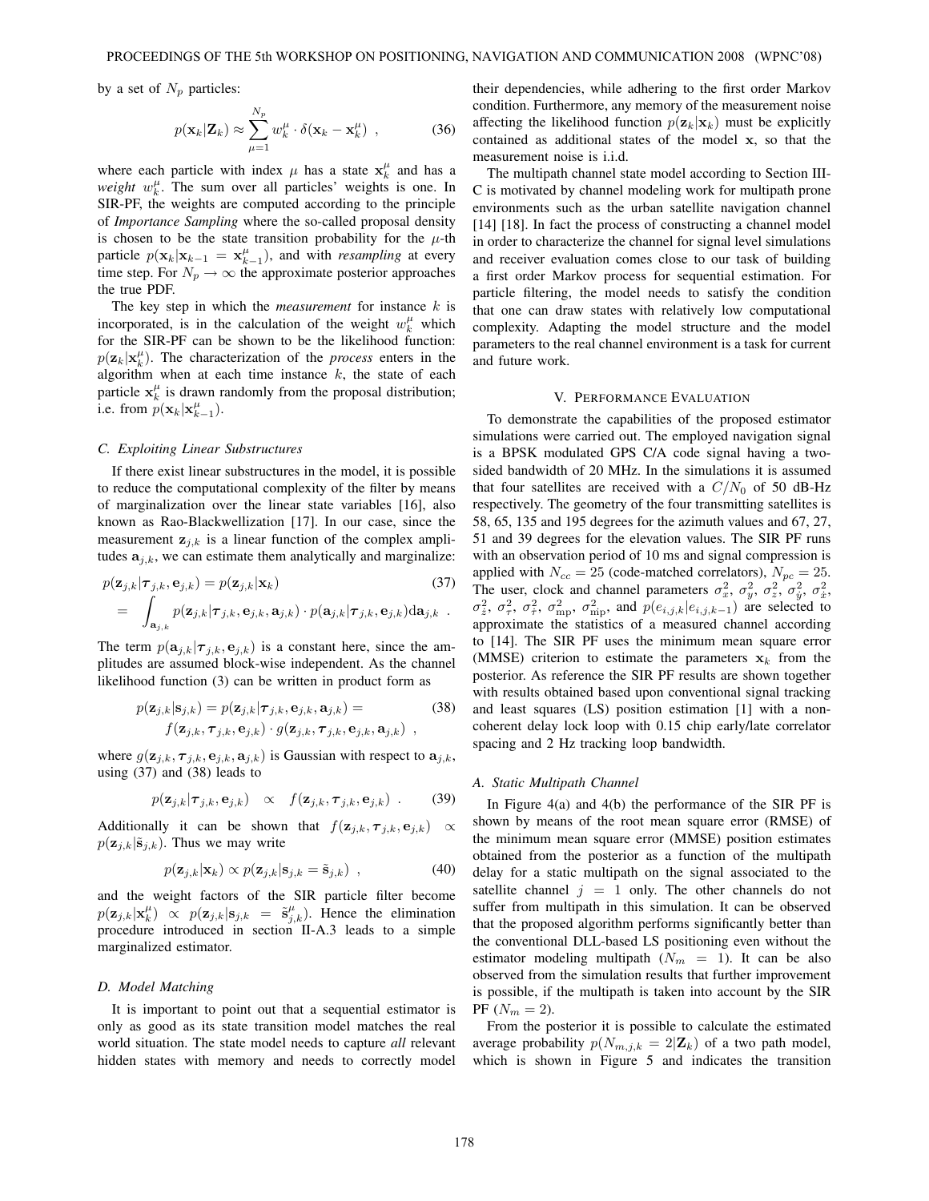by a set of $N_p$ particles:

$$p(\mathbf{x}_k|\mathbf{Z}_k) \approx \sum_{\mu=1}^{N_p} w_k^{\mu} \cdot \delta(\mathbf{x}_k - \mathbf{x}_k^{\mu}) \ , \tag{36}$$

where each particle with index $\mu$ has a state $\mathbf{x}_k^{\mu}$ and has a *weight* $w_k^{\mu}$. The sum over all particles' weights is one. In SIR-PF, the weights are computed according to the principle of *Importance Sampling* where the so-called proposal density is chosen to be the state transition probability for the $\mu$-th particle $p(\mathbf{x}_k|\mathbf{x}_{k-1} = \mathbf{x}_{k-1}^{\mu})$, and with *resampling* at every time step. For $N_p \to \infty$ the approximate posterior approaches the true PDF.

The key step in which the *measurement* for instance $k$ is incorporated, is in the calculation of the weight $w_k^{\mu}$ which for the SIR-PF can be shown to be the likelihood function: $p(\mathbf{z}_k|\mathbf{x}_k^{\mu})$. The characterization of the *process* enters in the algorithm when at each time instance $k$, the state of each particle $\mathbf{x}_k^{\mu}$ is drawn randomly from the proposal distribution; i.e. from $p(\mathbf{x}_k|\mathbf{x}_{k-1}^{\mu})$.

### C. Exploiting Linear Substructures

If there exist linear substructures in the model, it is possible to reduce the computational complexity of the filter by means of marginalization over the linear state variables [16], also known as Rao-Blackwellization [17]. In our case, since the measurement $\mathbf{z}_{j,k}$ is a linear function of the complex amplitudes $\mathbf{a}_{j,k}$, we can estimate them analytically and marginalize:

$$\begin{aligned} p(\mathbf{z}_{j,k}|\boldsymbol{\tau}_{j,k}, \mathbf{e}_{j,k}) &= p(\mathbf{z}_{j,k}|\mathbf{x}_k) \\ &= \int_{\mathbf{a}_{j,k}} p(\mathbf{z}_{j,k}|\boldsymbol{\tau}_{j,k}, \mathbf{e}_{j,k}, \mathbf{a}_{j,k}) \cdot p(\mathbf{a}_{j,k}|\boldsymbol{\tau}_{j,k}, \mathbf{e}_{j,k}) \mathrm{d}\mathbf{a}_{j,k} \ . \end{aligned} \tag{37}$$

The term $p(\mathbf{a}_{j,k}|\boldsymbol{\tau}_{j,k}, \mathbf{e}_{j,k})$ is a constant here, since the amplitudes are assumed block-wise independent. As the channel likelihood function (3) can be written in product form as

$$\begin{aligned} p(\mathbf{z}_{j,k}|\mathbf{s}_{j,k}) &= p(\mathbf{z}_{j,k}|\boldsymbol{\tau}_{j,k}, \mathbf{e}_{j,k}, \mathbf{a}_{j,k}) = \\ & f(\mathbf{z}_{j,k}, \boldsymbol{\tau}_{j,k}, \mathbf{e}_{j,k}) \cdot g(\mathbf{z}_{j,k}, \boldsymbol{\tau}_{j,k}, \mathbf{e}_{j,k}, \mathbf{a}_{j,k}) \ , \end{aligned} \tag{38}$$

where $g(\mathbf{z}_{j,k}, \boldsymbol{\tau}_{j,k}, \mathbf{e}_{j,k}, \mathbf{a}_{j,k})$ is Gaussian with respect to $\mathbf{a}_{j,k}$, using (37) and (38) leads to

$$p(\mathbf{z}_{j,k}|\boldsymbol{\tau}_{j,k}, \mathbf{e}_{j,k}) \ \propto \ f(\mathbf{z}_{j,k}, \boldsymbol{\tau}_{j,k}, \mathbf{e}_{j,k}) \ . \tag{39}$$

Additionally it can be shown that $f(\mathbf{z}_{j,k}, \boldsymbol{\tau}_{j,k}, \mathbf{e}_{j,k}) \propto p(\mathbf{z}_{j,k}|\tilde{\mathbf{s}}_{j,k})$. Thus we may write

$$p(\mathbf{z}_{j,k}|\mathbf{x}_k) \propto p(\mathbf{z}_{j,k}|\mathbf{s}_{j,k} = \tilde{\mathbf{s}}_{j,k}) \ , \tag{40}$$

and the weight factors of the SIR particle filter become $p(\mathbf{z}_{j,k}|\mathbf{x}_k^{\mu}) \propto p(\mathbf{z}_{j,k}|\mathbf{s}_{j,k} = \tilde{\mathbf{s}}_{j,k}^{\mu})$. Hence the elimination procedure introduced in section II-A.3 leads to a simple marginalized estimator.

### D. Model Matching

It is important to point out that a sequential estimator is only as good as its state transition model matches the real world situation. The state model needs to capture *all* relevant hidden states with memory and needs to correctly model their dependencies, while adhering to the first order Markov condition. Furthermore, any memory of the measurement noise affecting the likelihood function $p(\mathbf{z}_k|\mathbf{x}_k)$ must be explicitly contained as additional states of the model $\mathbf{x}$, so that the measurement noise is i.i.d.

The multipath channel state model according to Section III-C is motivated by channel modeling work for multipath prone environments such as the urban satellite navigation channel [14] [18]. In fact the process of constructing a channel model in order to characterize the channel for signal level simulations and receiver evaluation comes close to our task of building a first order Markov process for sequential estimation. For particle filtering, the model needs to satisfy the condition that one can draw states with relatively low computational complexity. Adapting the model structure and the model parameters to the real channel environment is a task for current and future work.

## V. Performance Evaluation

To demonstrate the capabilities of the proposed estimator simulations were carried out. The employed navigation signal is a BPSK modulated GPS C/A code signal having a two-sided bandwidth of 20 MHz. In the simulations it is assumed that four satellites are received with a $C/N_0$ of 50 dB-Hz respectively. The geometry of the four transmitting satellites is 58, 65, 135 and 195 degrees for the azimuth values and 67, 27, 51 and 39 degrees for the elevation values. The SIR PF runs with an observation period of 10 ms and signal compression is applied with $N_{cc} = 25$ (code-matched correlators), $N_{pc} = 25$. The user, clock and channel parameters $\sigma_x^2$, $\sigma_y^2$, $\sigma_z^2$, $\sigma_{\dot{y}}^2$, $\sigma_{\dot{x}}^2$, $\sigma_{\dot{z}}^2$, $\sigma_{\tau}^2$, $\sigma_{\dot{\tau}}^2$, $\sigma_{\mathrm{mp}}^2$, $\sigma_{\dot{\mathrm{mp}}}^2$, and $p(e_{i,j,k}|e_{i,j,k-1})$ are selected to approximate the statistics of a measured channel according to [14]. The SIR PF uses the minimum mean square error (MMSE) criterion to estimate the parameters $\mathbf{x}_k$ from the posterior. As reference the SIR PF results are shown together with results obtained based upon conventional signal tracking and least squares (LS) position estimation [1] with a non-coherent delay lock loop with 0.15 chip early/late correlator spacing and 2 Hz tracking loop bandwidth.

### A. Static Multipath Channel

In Figure 4(a) and 4(b) the performance of the SIR PF is shown by means of the root mean square error (RMSE) of the minimum mean square error (MMSE) position estimates obtained from the posterior as a function of the multipath delay for a static multipath on the signal associated to the satellite channel $j = 1$ only. The other channels do not suffer from multipath in this simulation. It can be observed that the proposed algorithm performs significantly better than the conventional DLL-based LS positioning even without the estimator modeling multipath ($N_m = 1$). It can be also observed from the simulation results that further improvement is possible, if the multipath is taken into account by the SIR PF ($N_m = 2$).

From the posterior it is possible to calculate the estimated average probability $p(N_{m,j,k} = 2|\mathbf{Z}_k)$ of a two path model, which is shown in Figure 5 and indicates the transition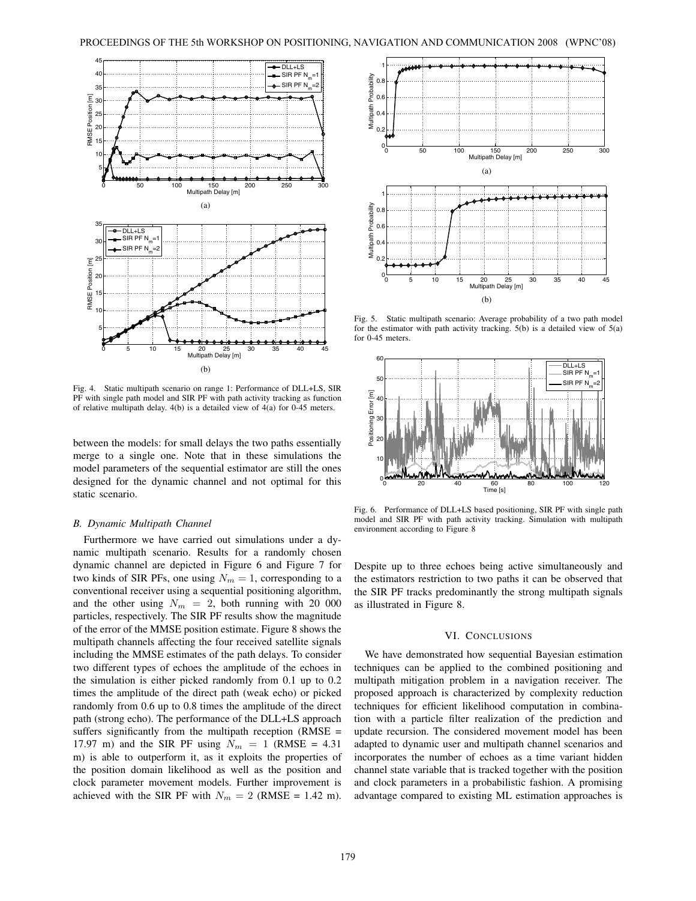Fig. 4. Static multipath scenario on range 1: Performance of DLL+LS, SIR PF with single path model and SIR PF with path activity tracking as function of relative multipath delay. 4(b) is a detailed view of 4(a) for 0-45 meters.

between the models: for small delays the two paths essentially merge to a single one. Note that in these simulations the model parameters of the sequential estimator are still the ones designed for the dynamic channel and not optimal for this static scenario.

### B. Dynamic Multipath Channel

Furthermore we have carried out simulations under a dynamic multipath scenario. Results for a randomly chosen dynamic channel are depicted in Figure 6 and Figure 7 for two kinds of SIR PFs, one using $N_m = 1$, corresponding to a conventional receiver using a sequential positioning algorithm, and the other using $N_m = 2$, both running with 20 000 particles, respectively. The SIR PF results show the magnitude of the error of the MMSE position estimate. Figure 8 shows the multipath channels affecting the four received satellite signals including the MMSE estimates of the path delays. To consider two different types of echoes the amplitude of the echoes in the simulation is either picked randomly from 0.1 up to 0.2 times the amplitude of the direct path (weak echo) or picked randomly from 0.6 up to 0.8 times the amplitude of the direct path (strong echo). The performance of the DLL+LS approach suffers significantly from the multipath reception (RMSE = 17.97 m) and the SIR PF using $N_m = 1$ (RMSE = 4.31 m) is able to outperform it, as it exploits the properties of the position domain likelihood as well as the position and clock parameter movement models. Further improvement is achieved with the SIR PF with $N_m = 2$ (RMSE = 1.42 m).

Fig. 5. Static multipath scenario: Average probability of a two path model for the estimator with path activity tracking. 5(b) is a detailed view of 5(a) for 0-45 meters.

Fig. 6. Performance of DLL+LS based positioning, SIR PF with single path model and SIR PF with path activity tracking. Simulation with multipath environment according to Figure 8

Despite up to three echoes being active simultaneously and the estimators restriction to two paths it can be observed that the SIR PF tracks predominantly the strong multipath signals as illustrated in Figure 8.

## VI. Conclusions

We have demonstrated how sequential Bayesian estimation techniques can be applied to the combined positioning and multipath mitigation problem in a navigation receiver. The proposed approach is characterized by complexity reduction techniques for efficient likelihood computation in combination with a particle filter realization of the prediction and update recursion. The considered movement model has been adapted to dynamic user and multipath channel scenarios and incorporates the number of echoes as a time variant hidden channel state variable that is tracked together with the position and clock parameters in a probabilistic fashion. A promising advantage compared to existing ML estimation approaches is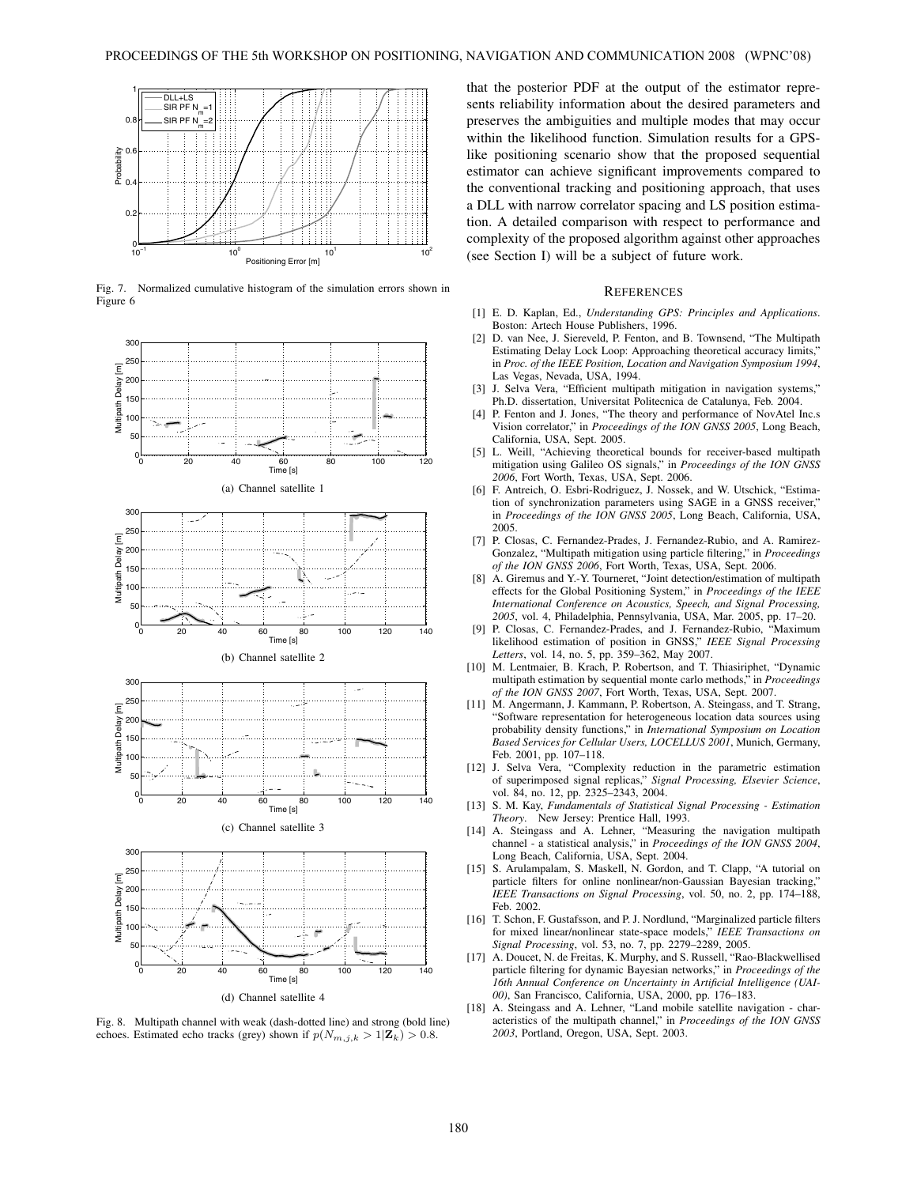DLL+LS

SIR PF $N_m$=1

SIR PF $N_m$=2

Probability

Positioning Error [m]

Fig. 7. Normalized cumulative histogram of the simulation errors shown in Figure 6

Multipath Delay [m]

Time [s]

(a) Channel satellite 1

(b) Channel satellite 2

(c) Channel satellite 3

(d) Channel satellite 4

Fig. 8. Multipath channel with weak (dash-dotted line) and strong (bold line) echoes. Estimated echo tracks (grey) shown if $p(N_{m,j,k} > 1|\mathbf{Z}_k) > 0.8$.

that the posterior PDF at the output of the estimator represents reliability information about the desired parameters and preserves the ambiguities and multiple modes that may occur within the likelihood function. Simulation results for a GPS-like positioning scenario show that the proposed sequential estimator can achieve significant improvements compared to the conventional tracking and positioning approach, that uses a DLL with narrow correlator spacing and LS position estimation. A detailed comparison with respect to performance and complexity of the proposed algorithm against other approaches (see Section I) will be a subject of future work.

## REFERENCES

[1] E. D. Kaplan, Ed., *Understanding GPS: Principles and Applications*. Boston: Artech House Publishers, 1996.

[2] D. van Nee, J. Siereveld, P. Fenton, and B. Townsend, "The Multipath Estimating Delay Lock Loop: Approaching theoretical accuracy limits," in *Proc. of the IEEE Position, Location and Navigation Symposium 1994*, Las Vegas, Nevada, USA, 1994.

[3] J. Selva Vera, "Efficient multipath mitigation in navigation systems," Ph.D. dissertation, Universitat Politecnica de Catalunya, Feb. 2004.

[4] P. Fenton and J. Jones, "The theory and performance of NovAtel Inc.s Vision correlator," in *Proceedings of the ION GNSS 2005*, Long Beach, California, USA, Sept. 2005.

[5] L. Weill, "Achieving theoretical bounds for receiver-based multipath mitigation using Galileo OS signals," in *Proceedings of the ION GNSS 2006*, Fort Worth, Texas, USA, Sept. 2006.

[6] F. Antreich, O. Esbri-Rodriguez, J. Nossek, and W. Utschick, "Estimation of synchronization parameters using SAGE in a GNSS receiver," in *Proceedings of the ION GNSS 2005*, Long Beach, California, USA, 2005.

[7] P. Closas, C. Fernandez-Prades, J. Fernandez-Rubio, and A. Ramirez-Gonzalez, "Multipath mitigation using particle filtering," in *Proceedings of the ION GNSS 2006*, Fort Worth, Texas, USA, Sept. 2006.

[8] A. Giremus and Y.-Y. Tourneret, "Joint detection/estimation of multipath effects for the Global Positioning System," in *Proceedings of the IEEE International Conference on Acoustics, Speech, and Signal Processing, 2005*, vol. 4, Philadelphia, Pennsylvania, USA, Mar. 2005, pp. 17–20.

[9] P. Closas, C. Fernandez-Prades, and J. Fernandez-Rubio, "Maximum likelihood estimation of position in GNSS," *IEEE Signal Processing Letters*, vol. 14, no. 5, pp. 359–362, May 2007.

[10] M. Lentmaier, B. Krach, P. Robertson, and T. Thiasiriphet, "Dynamic multipath estimation by sequential monte carlo methods," in *Proceedings of the ION GNSS 2007*, Fort Worth, Texas, USA, Sept. 2007.

[11] M. Angermann, J. Kammann, P. Robertson, A. Steingass, and T. Strang, "Software representation for heterogeneous location data sources using probability density functions," in *International Symposium on Location Based Services for Cellular Users, LOCELLUS 2001*, Munich, Germany, Feb. 2001, pp. 107–118.

[12] J. Selva Vera, "Complexity reduction in the parametric estimation of superimposed signal replicas," *Signal Processing, Elsevier Science*, vol. 84, no. 12, pp. 2325–2343, 2004.

[13] S. M. Kay, *Fundamentals of Statistical Signal Processing - Estimation Theory*. New Jersey: Prentice Hall, 1993.

[14] A. Steingass and A. Lehner, "Measuring the navigation multipath channel - a statistical analysis," in *Proceedings of the ION GNSS 2004*, Long Beach, California, USA, Sept. 2004.

[15] S. Arulampalam, S. Maskell, N. Gordon, and T. Clapp, "A tutorial on particle filters for online nonlinear/non-Gaussian Bayesian tracking," *IEEE Transactions on Signal Processing*, vol. 50, no. 2, pp. 174–188, Feb. 2002.

[16] T. Schon, F. Gustafsson, and P. J. Nordlund, "Marginalized particle filters for mixed linear/nonlinear state-space models," *IEEE Transactions on Signal Processing*, vol. 53, no. 7, pp. 2279–2289, 2005.

[17] A. Doucet, N. de Freitas, K. Murphy, and S. Russell, "Rao-Blackwellised particle filtering for dynamic Bayesian networks," in *Proceedings of the 16th Annual Conference on Uncertainty in Artificial Intelligence (UAI-00)*, San Francisco, California, USA, 2000, pp. 176–183.

[18] A. Steingass and A. Lehner, "Land mobile satellite navigation - characteristics of the multipath channel," in *Proceedings of the ION GNSS 2003*, Portland, Oregon, USA, Sept. 2003.